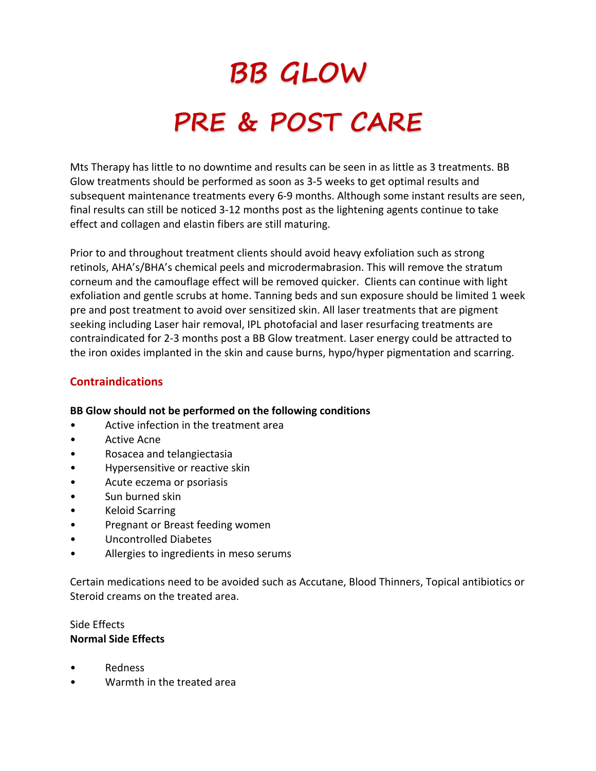# BB GLOW

# PRE & POST CARE

Mts Therapy has little to no downtime and results can be seen in as little as 3 treatments. BB Glow treatments should be performed as soon as 3-5 weeks to get optimal results and subsequent maintenance treatments every 6-9 months. Although some instant results are seen, final results can still be noticed 3-12 months post as the lightening agents continue to take effect and collagen and elastin fibers are still maturing.

Prior to and throughout treatment clients should avoid heavy exfoliation such as strong retinols, AHA's/BHA's chemical peels and microdermabrasion. This will remove the stratum corneum and the camouflage effect will be removed quicker. Clients can continue with light exfoliation and gentle scrubs at home. Tanning beds and sun exposure should be limited 1 week pre and post treatment to avoid over sensitized skin. All laser treatments that are pigment seeking including Laser hair removal, IPL photofacial and laser resurfacing treatments are contraindicated for 2-3 months post a BB Glow treatment. Laser energy could be attracted to the iron oxides implanted in the skin and cause burns, hypo/hyper pigmentation and scarring.

## Contraindications

**BB Glow should not be performed on the following conditions**

- Active infection in the treatment area
- Active Acne
- Rosacea and telangiectasia
- Hypersensitive or reactive skin
- Acute eczema or psoriasis
- Sun burned skin
- Keloid Scarring
- Pregnant or Breast feeding women
- Uncontrolled Diabetes
- Allergies to ingredients in meso serums

Certain medications need to be avoided such as Accutane, Blood Thinners, Topical antibiotics or Steroid creams on the treated area.

Side Effects

**Normal Side Effects**

- Redness
- Warmth in the treated area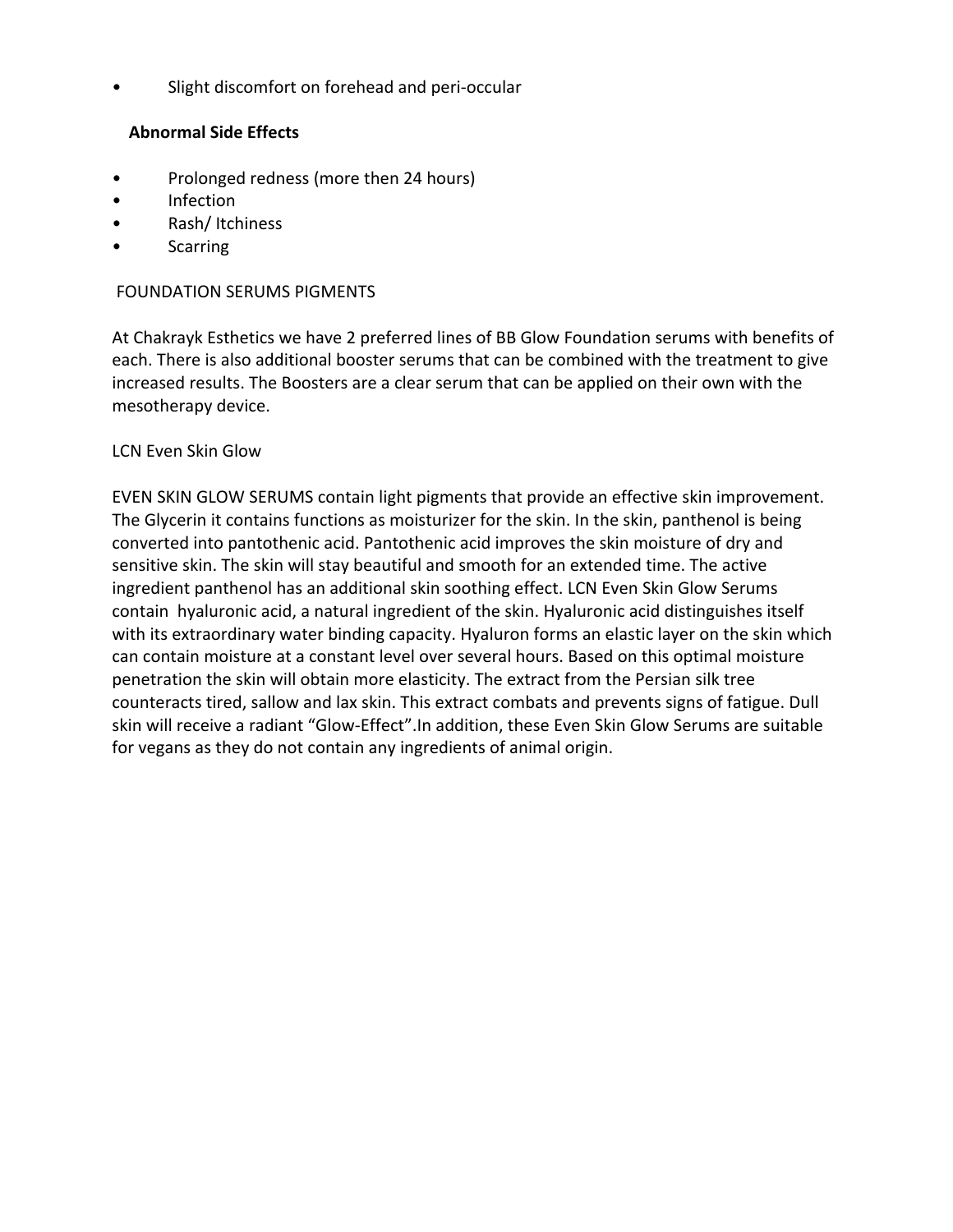- Slight discomfort on forehead and peri-occular

**Abnormal Side Effects**

- Prolonged redness (more then 24 hours)
- Infection
- Rash/ Itchiness
- Scarring

FOUNDATION SERUMS PIGMENTS

At Chakrayk Esthetics we have 2 preferred lines of BB Glow Foundation serums with benefits of each. There is also additional booster serums that can be combined with the treatment to give increased results. The Boosters are a clear serum that can be applied on their own with the mesotherapy device.

LCN Even Skin Glow

EVEN SKIN GLOW SERUMS contain light pigments that provide an effective skin improvement. The Glycerin it contains functions as moisturizer for the skin. In the skin, panthenol is being converted into pantothenic acid. Pantothenic acid improves the skin moisture of dry and sensitive skin. The skin will stay beautiful and smooth for an extended time. The active ingredient panthenol has an additional skin soothing effect. LCN Even Skin Glow Serums contain hyaluronic acid, a natural ingredient of the skin. Hyaluronic acid distinguishes itself with its extraordinary water binding capacity. Hyaluron forms an elastic layer on the skin which can contain moisture at a constant level over several hours. Based on this optimal moisture penetration the skin will obtain more elasticity. The extract from the Persian silk tree counteracts tired, sallow and lax skin. This extract combats and prevents signs of fatigue. Dull skin will receive a radiant "Glow-Effect".In addition, these Even Skin Glow Serums are suitable for vegans as they do not contain any ingredients of animal origin.